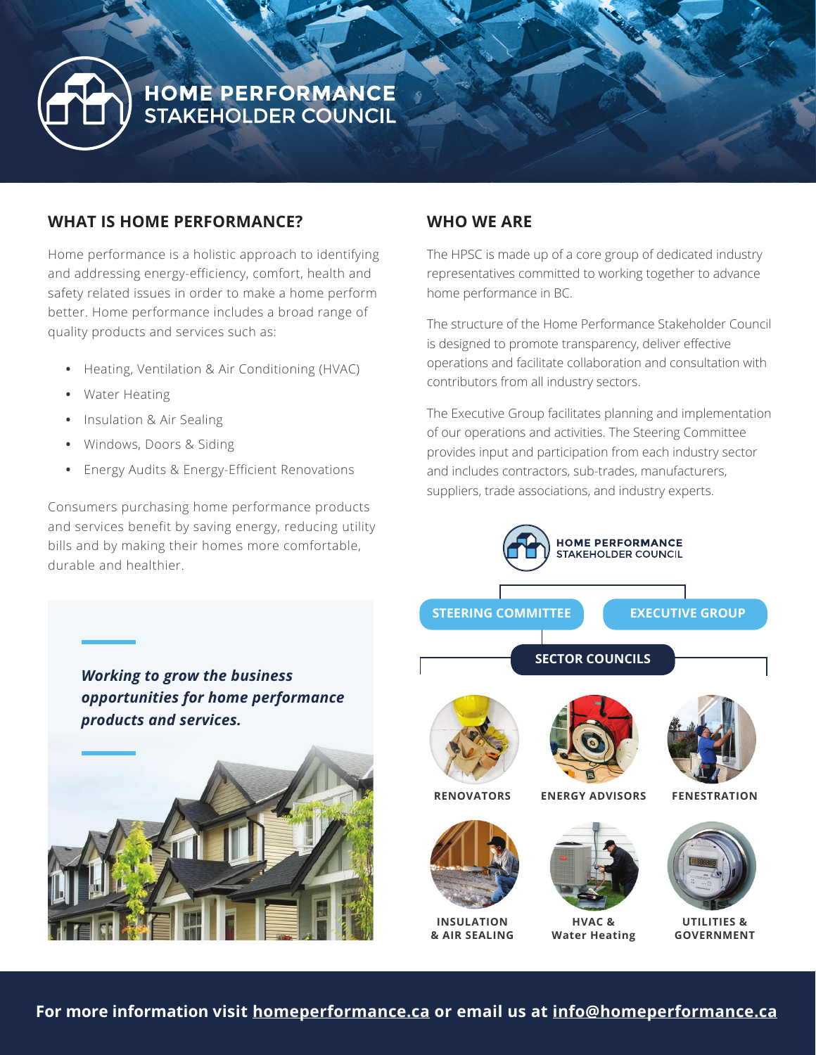# HOME PERFORMANCE STAKEHOLDER COUNCIL

## WHAT IS HOME PERFORMANCE?

Home performance is a holistic approach to identifying and addressing energy-efficiency, comfort, health and safety related issues in order to make a home perform better. Home performance includes a broad range of quality products and services such as:

- Heating, Ventilation & Air Conditioning (HVAC)
- Water Heating
- Insulation & Air Sealing
- Windows, Doors & Siding
- Energy Audits & Energy-Efficient Renovations

Consumers purchasing home performance products and services benefit by saving energy, reducing utility bills and by making their homes more comfortable, durable and healthier.

***Working to grow the business opportunities for home performance products and services.***

## WHO WE ARE

The HPSC is made up of a core group of dedicated industry representatives committed to working together to advance home performance in BC.

The structure of the Home Performance Stakeholder Council is designed to promote transparency, deliver effective operations and facilitate collaboration and consultation with contributors from all industry sectors.

The Executive Group facilitates planning and implementation of our operations and activities. The Steering Committee provides input and participation from each industry sector and includes contractors, sub-trades, manufacturers, suppliers, trade associations, and industry experts.

HOME PERFORMANCE STAKEHOLDER COUNCIL

- STEERING COMMITTEE
- EXECUTIVE GROUP
- SECTOR COUNCILS
  - RENOVATORS
  - ENERGY ADVISORS
  - FENESTRATION
  - INSULATION & AIR SEALING
  - HVAC & Water Heating
  - UTILITIES & GOVERNMENT

**For more information visit homeperformance.ca or email us at info@homeperformance.ca**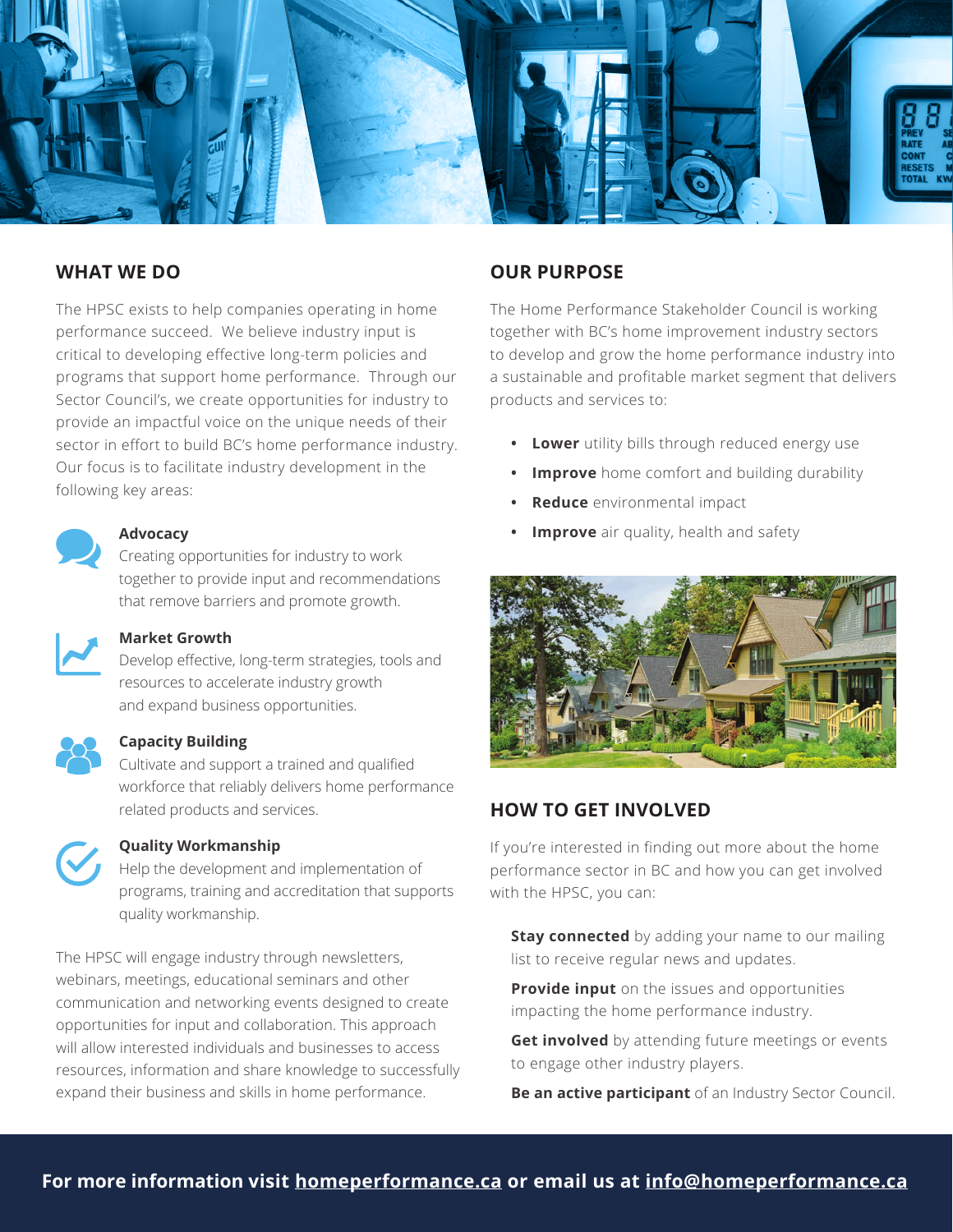## WHAT WE DO

The HPSC exists to help companies operating in home performance succeed. We believe industry input is critical to developing effective long-term policies and programs that support home performance. Through our Sector Council's, we create opportunities for industry to provide an impactful voice on the unique needs of their sector in effort to build BC's home performance industry. Our focus is to facilitate industry development in the following key areas:

**Advocacy**
Creating opportunities for industry to work together to provide input and recommendations that remove barriers and promote growth.

**Market Growth**
Develop effective, long-term strategies, tools and resources to accelerate industry growth and expand business opportunities.

**Capacity Building**
Cultivate and support a trained and qualified workforce that reliably delivers home performance related products and services.

**Quality Workmanship**
Help the development and implementation of programs, training and accreditation that supports quality workmanship.

The HPSC will engage industry through newsletters, webinars, meetings, educational seminars and other communication and networking events designed to create opportunities for input and collaboration. This approach will allow interested individuals and businesses to access resources, information and share knowledge to successfully expand their business and skills in home performance.

## OUR PURPOSE

The Home Performance Stakeholder Council is working together with BC's home improvement industry sectors to develop and grow the home performance industry into a sustainable and profitable market segment that delivers products and services to:

- **Lower** utility bills through reduced energy use
- **Improve** home comfort and building durability
- **Reduce** environmental impact
- **Improve** air quality, health and safety

## HOW TO GET INVOLVED

If you're interested in finding out more about the home performance sector in BC and how you can get involved with the HPSC, you can:

**Stay connected** by adding your name to our mailing list to receive regular news and updates.

**Provide input** on the issues and opportunities impacting the home performance industry.

**Get involved** by attending future meetings or events to engage other industry players.

**Be an active participant** of an Industry Sector Council.

**For more information visit homeperformance.ca or email us at info@homeperformance.ca**